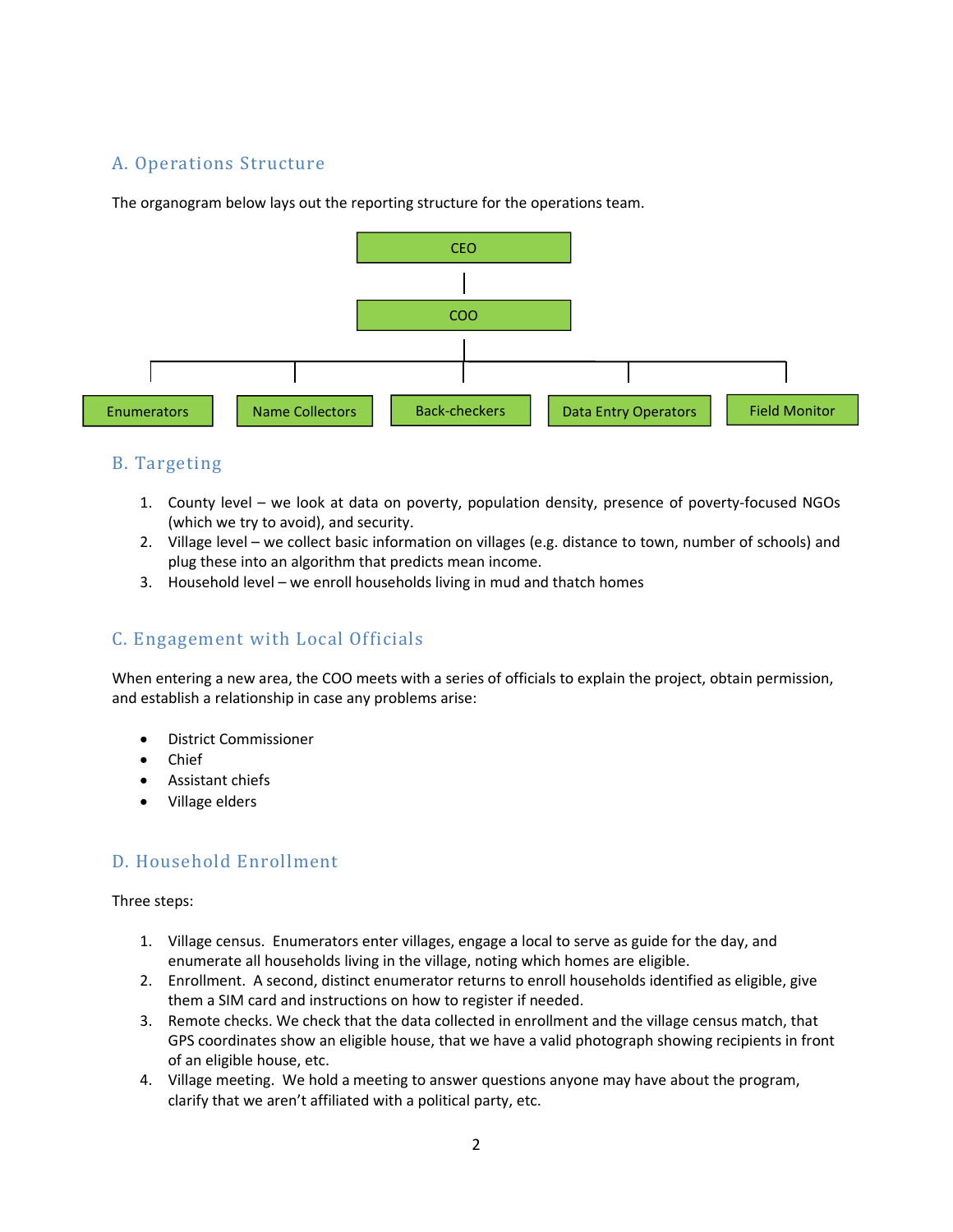## A. Operations Structure

The organogram below lays out the reporting structure for the operations team.

- CEO
  - COO
    - Enumerators
    - Name Collectors
    - Back-checkers
    - Data Entry Operators
    - Field Monitor

## B. Targeting

1. County level – we look at data on poverty, population density, presence of poverty-focused NGOs (which we try to avoid), and security.
2. Village level – we collect basic information on villages (e.g. distance to town, number of schools) and plug these into an algorithm that predicts mean income.
3. Household level – we enroll households living in mud and thatch homes

## C. Engagement with Local Officials

When entering a new area, the COO meets with a series of officials to explain the project, obtain permission, and establish a relationship in case any problems arise:

- District Commissioner
- Chief
- Assistant chiefs
- Village elders

## D. Household Enrollment

Three steps:

1. Village census. Enumerators enter villages, engage a local to serve as guide for the day, and enumerate all households living in the village, noting which homes are eligible.
2. Enrollment. A second, distinct enumerator returns to enroll households identified as eligible, give them a SIM card and instructions on how to register if needed.
3. Remote checks. We check that the data collected in enrollment and the village census match, that GPS coordinates show an eligible house, that we have a valid photograph showing recipients in front of an eligible house, etc.
4. Village meeting. We hold a meeting to answer questions anyone may have about the program, clarify that we aren't affiliated with a political party, etc.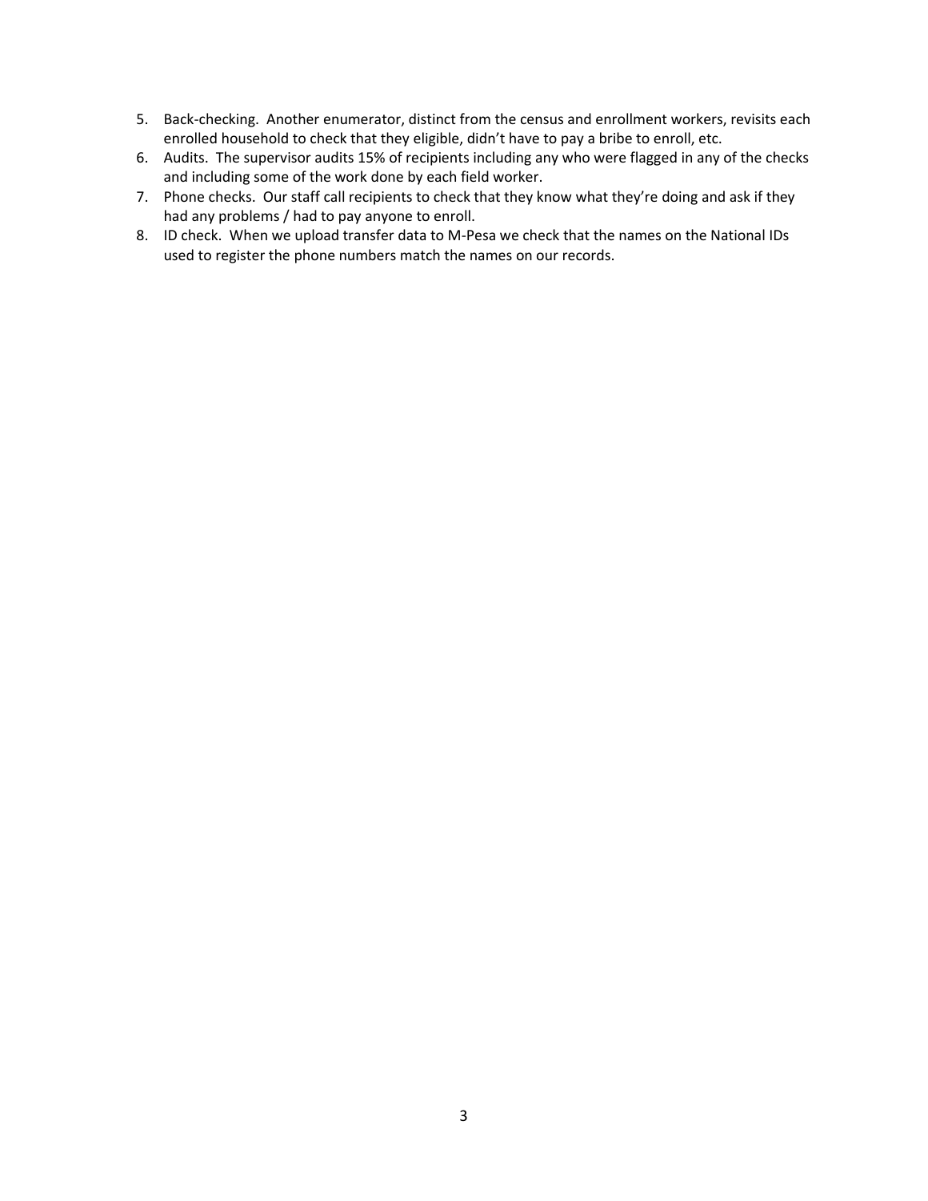5. Back-checking. Another enumerator, distinct from the census and enrollment workers, revisits each enrolled household to check that they eligible, didn't have to pay a bribe to enroll, etc.
6. Audits. The supervisor audits 15% of recipients including any who were flagged in any of the checks and including some of the work done by each field worker.
7. Phone checks. Our staff call recipients to check that they know what they're doing and ask if they had any problems / had to pay anyone to enroll.
8. ID check. When we upload transfer data to M-Pesa we check that the names on the National IDs used to register the phone numbers match the names on our records.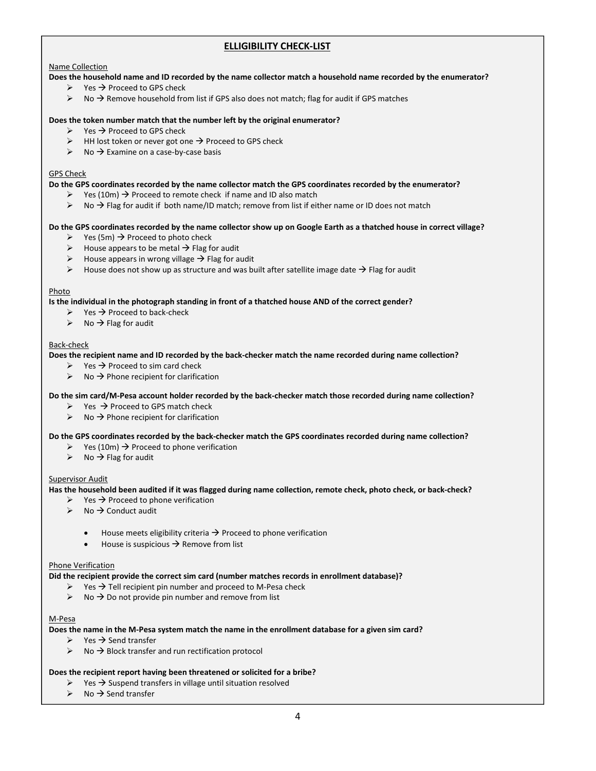## ELLIGIBILITY CHECK-LIST

Name Collection

**Does the household name and ID recorded by the name collector match a household name recorded by the enumerator?**

- Yes → Proceed to GPS check
- No → Remove household from list if GPS also does not match; flag for audit if GPS matches

**Does the token number match that the number left by the original enumerator?**

- Yes → Proceed to GPS check
- HH lost token or never got one → Proceed to GPS check
- No → Examine on a case-by-case basis

GPS Check

**Do the GPS coordinates recorded by the name collector match the GPS coordinates recorded by the enumerator?**

- Yes (10m) → Proceed to remote check if name and ID also match
- No → Flag for audit if both name/ID match; remove from list if either name or ID does not match

**Do the GPS coordinates recorded by the name collector show up on Google Earth as a thatched house in correct village?**

- Yes (5m) → Proceed to photo check
- House appears to be metal → Flag for audit
- House appears in wrong village → Flag for audit
- House does not show up as structure and was built after satellite image date → Flag for audit

Photo

**Is the individual in the photograph standing in front of a thatched house AND of the correct gender?**

- Yes → Proceed to back-check
- No → Flag for audit

Back-check

**Does the recipient name and ID recorded by the back-checker match the name recorded during name collection?**

- Yes → Proceed to sim card check
- No → Phone recipient for clarification

**Do the sim card/M-Pesa account holder recorded by the back-checker match those recorded during name collection?**

- Yes → Proceed to GPS match check
- No → Phone recipient for clarification

**Do the GPS coordinates recorded by the back-checker match the GPS coordinates recorded during name collection?**

- Yes (10m) → Proceed to phone verification
- No → Flag for audit

Supervisor Audit

**Has the household been audited if it was flagged during name collection, remote check, photo check, or back-check?**

- Yes → Proceed to phone verification
- No → Conduct audit
  - House meets eligibility criteria → Proceed to phone verification
  - House is suspicious → Remove from list

Phone Verification

**Did the recipient provide the correct sim card (number matches records in enrollment database)?**

- Yes → Tell recipient pin number and proceed to M-Pesa check
- No → Do not provide pin number and remove from list

M-Pesa

**Does the name in the M-Pesa system match the name in the enrollment database for a given sim card?**

- Yes → Send transfer
- No → Block transfer and run rectification protocol

**Does the recipient report having been threatened or solicited for a bribe?**

- Yes → Suspend transfers in village until situation resolved
- No → Send transfer